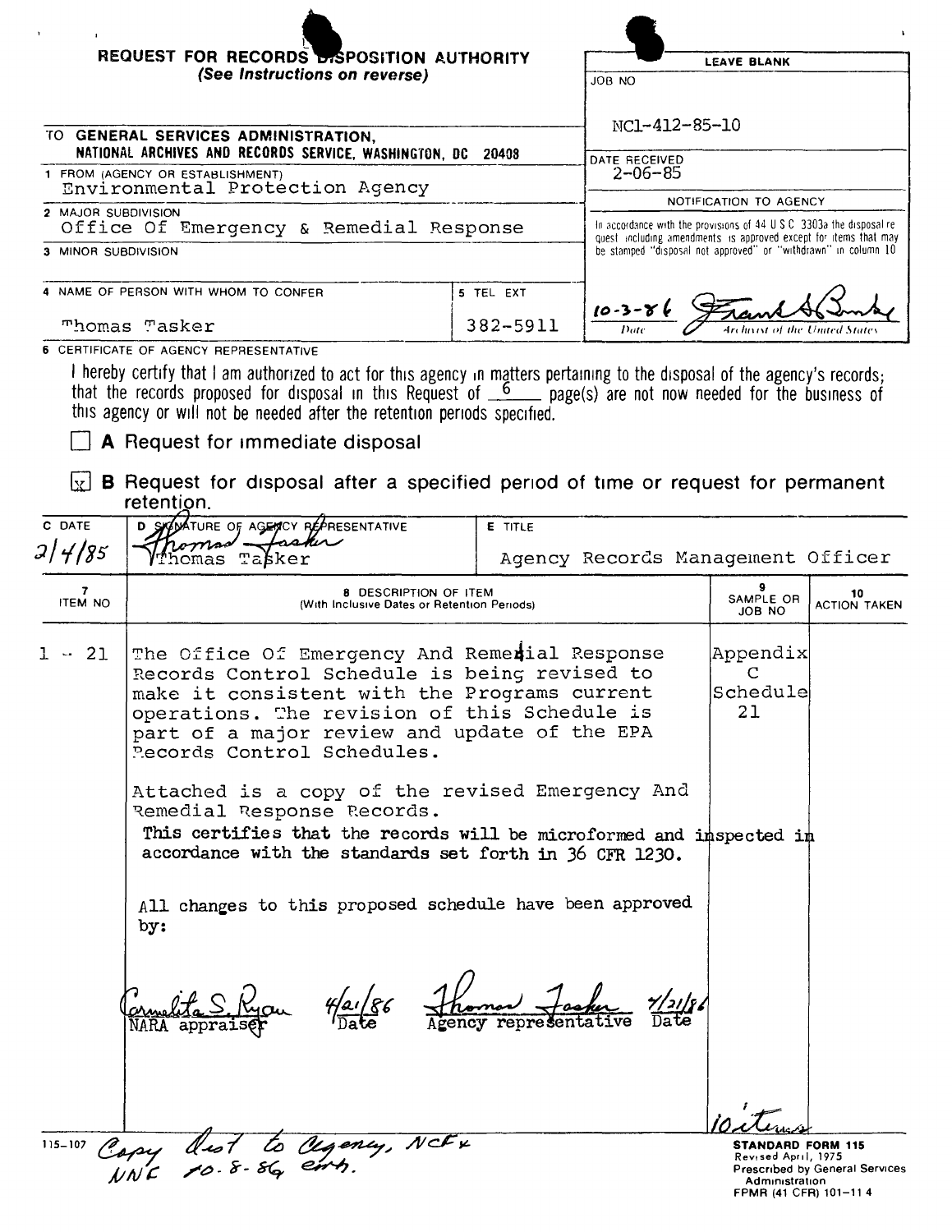# REQUEST FOR RECORDS DISPOSITION AUTHORITY

*(See Instructions on reverse)*

| LEAVE BLANK |
|---|
| JOB NO |
| NC1-412-85-10 |
| DATE RECEIVED 2-06-85 |
| NOTIFICATION TO AGENCY |
| In accordance with the provisions of 44 U S C 3303a the disposal request including amendments is approved except for items that may be stamped "disposal not approved" or "withdrawn" in column 10 |
| 10-3-86 (signature) — Date — Archivist of the United States |

TO **GENERAL SERVICES ADMINISTRATION, NATIONAL ARCHIVES AND RECORDS SERVICE, WASHINGTON, DC 20408**

1 FROM (AGENCY OR ESTABLISHMENT)
Environmental Protection Agency

2 MAJOR SUBDIVISION
Office Of Emergency & Remedial Response

3 MINOR SUBDIVISION

4 NAME OF PERSON WITH WHOM TO CONFER
Thomas Tasker

5 TEL EXT
382-5911

6 CERTIFICATE OF AGENCY REPRESENTATIVE

I hereby certify that I am authorized to act for this agency in matters pertaining to the disposal of the agency's records; that the records proposed for disposal in this Request of 6 page(s) are not now needed for the business of this agency or will not be needed after the retention periods specified.

☐ **A** Request for immediate disposal

☒ **B** Request for disposal after a specified period of time or request for permanent retention.

| C DATE | D SIGNATURE OF AGENCY REPRESENTATIVE | E TITLE |
|---|---|---|
| 2/4/85 | (signature) Thomas Tasker | Agency Records Management Officer |

| 7 ITEM NO | 8 DESCRIPTION OF ITEM (With Inclusive Dates or Retention Periods) | 9 SAMPLE OR JOB NO | 10 ACTION TAKEN |
|---|---|---|---|
| 1 - 21 | The Office Of Emergency And Remedial Response Records Control Schedule is being revised to make it consistent with the Programs current operations. The revision of this Schedule is part of a major review and update of the EPA Records Control Schedules.<br><br>Attached is a copy of the revised Emergency And Remedial Response Records.<br>**This certifies that the records will be microformed and inspected in accordance with the standards set forth in 36 CFR 1230.**<br><br>All changes to this proposed schedule have been approved by:<br><br>(signature) Cornelita S. Ryan, NARA appraiser — 4/21/86 Date<br>(signature) Thomas Tasker, Agency representative — 4/21/86 Date | Appendix C Schedule 21<br><br>10 items | |

115-107 Copy dist to agency, NCF + NNC 10-8-86 emh.

**STANDARD FORM 115**
Revised April, 1975
Prescribed by General Services Administration
FPMR (41 CFR) 101-11 4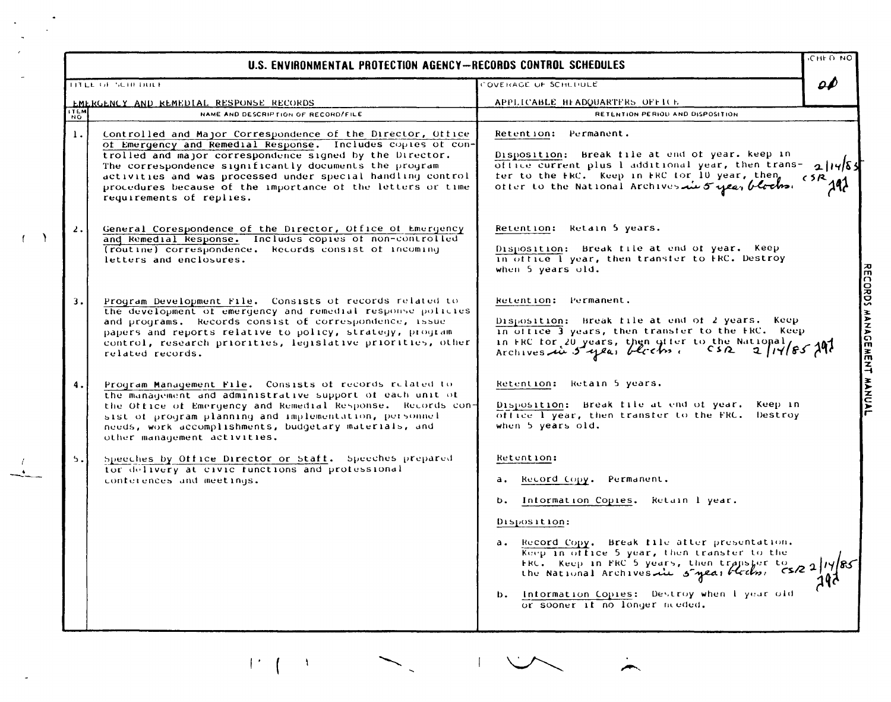# U.S. ENVIRONMENTAL PROTECTION AGENCY—RECORDS CONTROL SCHEDULES

| TITLE OF SCHEDULE | COVERAGE OF SCHEDULE | SCHED NO |
|---|---|---|
| EMERGENCY AND REMEDIAL RESPONSE RECORDS | APPLICABLE HEADQUARTERS OFFICE | 0 |

| ITEM NO | NAME AND DESCRIPTION OF RECORD/FILE | RETENTION PERIOD AND DISPOSITION |
|---|---|---|
| 1. | Controlled and Major Correspondence of the Director, Office of Emergency and Remedial Response. Includes copies of controlled and major correspondence signed by the Director. The correspondence significantly documents the program activities and was processed under special handling control procedures because of the importance of the letters or time requirements of replies. | Retention: Permanent.<br><br>Disposition: Break file at end of year. keep in office current plus 1 additional year, then transfer to the FRC. Keep in FRC for 10 year, then offer to the National Archives in 5 year blocks. 2/14/85 CSR |
| 2. | General Corespondence of the Director, Office of Emergency and Remedial Response. Includes copies of non-controlled (routine) correspondence. Records consist of incoming letters and enclosures. | Retention: Retain 5 years.<br><br>Disposition: Break file at end of year. Keep in office 1 year, then transfer to FRC. Destroy when 5 years old. |
| 3. | Program Development File. Consists of records related to the development of emergency and remedial response policies and programs. Records consist of correspondence, issue papers and reports relative to policy, strategy, program control, research priorities, legislative priorities, other related records. | Retention: Permanent.<br><br>Disposition: Break file at end of 2 years. Keep in office 3 years, then transfer to the FRC. Keep in FRC for 20 years, then offer to the National Archives in 5 year blocks. CSR 2/14/85 |
| 4. | Program Management File. Consists of records related to the management and administrative support of each unit of the Office of Emergency and Remedial Response. Records consist of program planning and implementation, personnel needs, work accomplishments, budgetary materials, and other management activities. | Retention: Retain 5 years.<br><br>Disposition: Break file at end of year. Keep in office 1 year, then transfer to the FRC. Destroy when 5 years old. |
| 5. | Speeches by Office Director or Staff. Speeches prepared for delivery at civic functions and professional conferences and meetings. | Retention:<br><br>a. Record Copy. Permanent.<br><br>b. Information Copies. Retain 1 year.<br><br>Disposition:<br><br>a. Record Copy. Break file after presentation. Keep in office 5 year, then transfer to the FRC. Keep in FRC 5 years, then transfer to the National Archives in 5 year blocks. CSR 2/14/85<br><br>b. Information Copies: Destroy when 1 year old or sooner if no longer needed. |

RECORDS MANAGEMENT MANUAL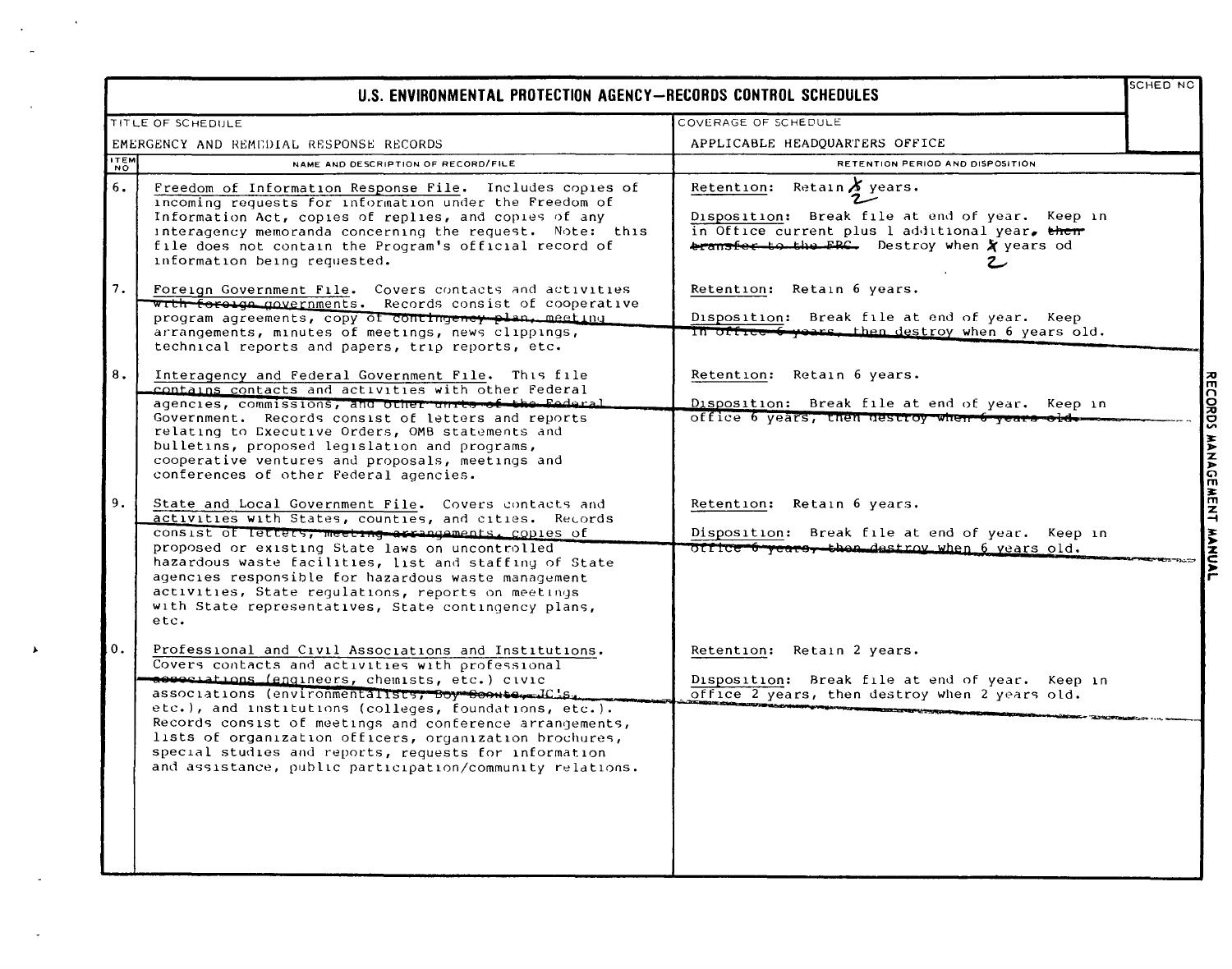# U.S. ENVIRONMENTAL PROTECTION AGENCY—RECORDS CONTROL SCHEDULES

| TITLE OF SCHEDULE | COVERAGE OF SCHEDULE | SCHED NO |
|---|---|---|
| EMERGENCY AND REMEDIAL RESPONSE RECORDS | APPLICABLE HEADQUARTERS OFFICE | |

| ITEM NO | NAME AND DESCRIPTION OF RECORD/FILE | RETENTION PERIOD AND DISPOSITION |
|---|---|---|
| 6. | Freedom of Information Response File. Includes copies of incoming requests for information under the Freedom of Information Act, copies of replies, and copies of any interagency memoranda concerning the request. Note: this file does not contain the Program's official record of information being requested. | Retention: Retain ~~X~~ 2 years.<br><br>Disposition: Break file at end of year. Keep in Office current plus 1 additional year, ~~then transfer to the FRC.~~ Destroy when ~~X~~ 2 years od |
| 7. | Foreign Government File. Covers contacts and activities with foreign governments. Records consist of cooperative program agreements, copy of contingency plan, meeting arrangements, minutes of meetings, news clippings, technical reports and papers, trip reports, etc. | Retention: Retain 6 years.<br><br>Disposition: Break file at end of year. Keep in office 6 years, then destroy when 6 years old. |
| 8. | Interagency and Federal Government File. This file contains contacts and activities with other Federal agencies, commissions, and other units of the Federal Government. Records consist of letters and reports relating to Executive Orders, OMB statements and bulletins, proposed legislation and programs, cooperative ventures and proposals, meetings and conferences of other Federal agencies. | Retention: Retain 6 years.<br><br>Disposition: Break file at end of year. Keep in office 6 years, then destroy when 6 years old. |
| 9. | State and Local Government File. Covers contacts and activities with States, counties, and cities. Records consist of letters, meeting arrangements, copies of proposed or existing State laws on uncontrolled hazardous waste facilities, list and staffing of State agencies responsible for hazardous waste management activities, State regulations, reports on meetings with State representatives, State contingency plans, etc. | Retention: Retain 6 years.<br><br>Disposition: Break file at end of year. Keep in office 6 years, then destroy when 6 years old. |
| 0. | Professional and Civil Associations and Institutions. Covers contacts and activities with professional associations (engineers, chemists, etc.) civic associations (environmentalists, Boy Scouts, JC's, etc.), and institutions (colleges, foundations, etc.). Records consist of meetings and conference arrangements, lists of organization officers, organization brochures, special studies and reports, requests for information and assistance, public participation/community relations. | Retention: Retain 2 years.<br><br>Disposition: Break file at end of year. Keep in office 2 years, then destroy when 2 years old. |

RECORDS MANAGEMENT MANUAL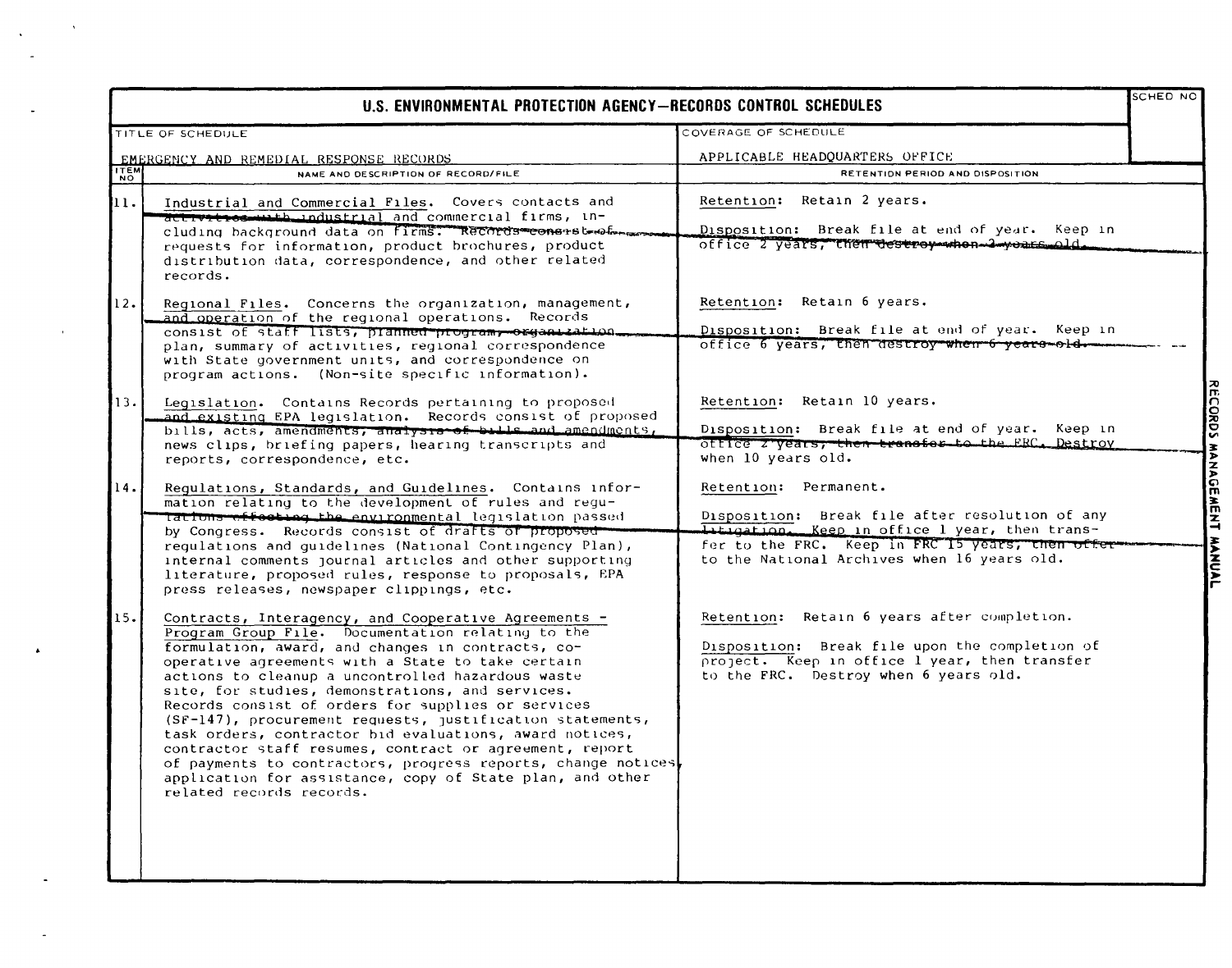## U.S. ENVIRONMENTAL PROTECTION AGENCY—RECORDS CONTROL SCHEDULES

| TITLE OF SCHEDULE | COVERAGE OF SCHEDULE | SCHED NO |
|---|---|---|
| EMERGENCY AND REMEDIAL RESPONSE RECORDS | APPLICABLE HEADQUARTERS OFFICE | |

| ITEM NO | NAME AND DESCRIPTION OF RECORD/FILE | RETENTION PERIOD AND DISPOSITION |
|---|---|---|
| 11. | Industrial and Commercial Files. Covers contacts and activities with industrial and commercial firms, including background data on firms. Records consist of requests for information, product brochures, product distribution data, correspondence, and other related records. | Retention: Retain 2 years.<br><br>Disposition: Break file at end of year. Keep in office 2 years, then destroy when 2 years old. |
| 12. | Regional Files. Concerns the organization, management, and operation of the regional operations. Records consist of staff lists, planned program, organization plan, summary of activities, regional correspondence with State government units, and correspondence on program actions. (Non-site specific information). | Retention: Retain 6 years.<br><br>Disposition: Break file at end of year. Keep in office 6 years, then destroy when 6 years old. |
| 13. | Legislation. Contains Records pertaining to proposed and existing EPA legislation. Records consist of proposed bills, acts, amendments, analysis of bills and amendments, news clips, briefing papers, hearing transcripts and reports, correspondence, etc. | Retention: Retain 10 years.<br><br>Disposition: Break file at end of year. Keep in office 2 years, then transfer to the FRC. Destroy when 10 years old. |
| 14. | Regulations, Standards, and Guidelines. Contains information relating to the development of rules and regulations effecting the environmental legislation passed by Congress. Records consist of drafts of proposed regulations and guidelines (National Contingency Plan), internal comments journal articles and other supporting literature, proposed rules, response to proposals, EPA press releases, newspaper clippings, etc. | Retention: Permanent.<br><br>Disposition: Break file after resolution of any litigation. Keep in office 1 year, then transfer to the FRC. Keep in FRC 15 years, then offer to the National Archives when 16 years old. |
| 15. | Contracts, Interagency, and Cooperative Agreements - Program Group File. Documentation relating to the formulation, award, and changes in contracts, cooperative agreements with a State to take certain actions to cleanup a uncontrolled hazardous waste site, for studies, demonstrations, and services. Records consist of orders for supplies or services (SF-147), procurement requests, justification statements, task orders, contractor bid evaluations, award notices, contractor staff resumes, contract or agreement, report of payments to contractors, progress reports, change notices, application for assistance, copy of State plan, and other related records records. | Retention: Retain 6 years after completion.<br><br>Disposition: Break file upon the completion of project. Keep in office 1 year, then transfer to the FRC. Destroy when 6 years old. |

RECORDS MANAGEMENT MANUAL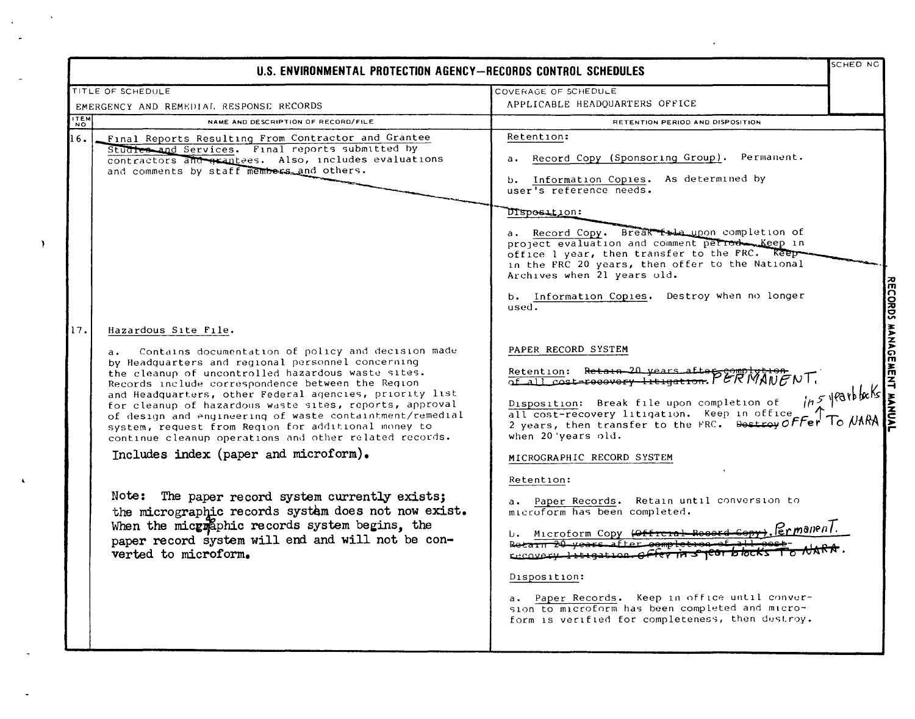# U.S. ENVIRONMENTAL PROTECTION AGENCY—RECORDS CONTROL SCHEDULES

| TITLE OF SCHEDULE | COVERAGE OF SCHEDULE | SCHED NO |
|---|---|---|
| EMERGENCY AND REMEDIAL RESPONSE RECORDS | APPLICABLE HEADQUARTERS OFFICE | |

| ITEM NO | NAME AND DESCRIPTION OF RECORD/FILE | RETENTION PERIOD AND DISPOSITION |
|---|---|---|
| 16. | ~~Final Reports Resulting From Contractor and Grantee Studies and Services. Final reports submitted by contractors and grantees. Also, includes evaluations and comments by staff members and others.~~ | ~~Retention:~~<br><br>~~a. Record Copy (Sponsoring Group). Permanent.~~<br><br>~~b. Information Copies. As determined by user's reference needs.~~<br><br>~~Disposition:~~<br><br>~~a. Record Copy. Break file upon completion of project evaluation and comment period. Keep in office 1 year, then transfer to the FRC. Keep in the FRC 20 years, then offer to the National Archives when 21 years old.~~<br><br>~~b. Information Copies. Destroy when no longer used.~~ |
| 17. | Hazardous Site File.<br><br>a. Contains documentation of policy and decision made by Headquarters and regional personnel concerning the cleanup of uncontrolled hazardous waste sites. Records include correspondence between the Region and Headquarters, other Federal agencies, priority list for cleanup of hazardous waste sites, reports, approval of design and engineering of waste containment/remedial system, request from Region for additional money to continue cleanup operations and other related records.<br><br>Includes index (paper and microform).<br><br>Note: The paper record system currently exists; the micrographic records system does not now exist. When the micrographic records system begins, the paper record system will end and will not be converted to microform. | PAPER RECORD SYSTEM<br><br>Retention: ~~Retain 20 years after completion of all cost-recovery litigation.~~ PERMANENT.<br><br>Disposition: Break file upon completion of all cost-recovery litigation. Keep in office 2 years, then transfer to the FRC. ~~Destroy~~ OFFer in 5 year blocks To NARA when 20 years old.<br><br>MICROGRAPHIC RECORD SYSTEM<br><br>Retention:<br><br>a. Paper Records. Retain until conversion to microform has been completed.<br><br>b. Microform Copy ~~(Official Record Copy)~~. PermanenT. ~~Retain 20 years after completion of all cost-recovery litigation. offer in 5 year blocks To NARA.~~<br><br>Disposition:<br><br>a. Paper Records. Keep in office until conversion to microform has been completed and microform is verified for completeness, then destroy. |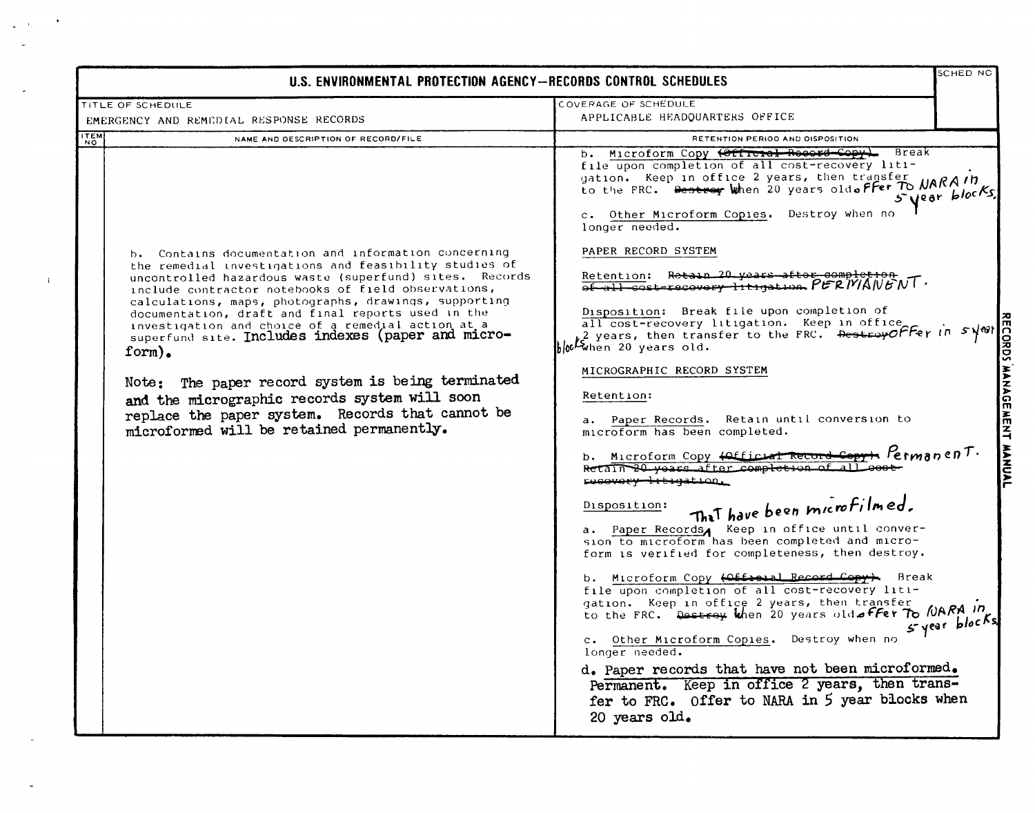# U.S. ENVIRONMENTAL PROTECTION AGENCY—RECORDS CONTROL SCHEDULES

| TITLE OF SCHEDULE | COVERAGE OF SCHEDULE | SCHED NO |
|---|---|---|
| EMERGENCY AND REMEDIAL RESPONSE RECORDS | APPLICABLE HEADQUARTERS OFFICE | |

| ITEM NO | NAME AND DESCRIPTION OF RECORD/FILE | RETENTION PERIOD AND DISPOSITION |
|---|---|---|
| | b. Contains documentation and information concerning the remedial investigations and feasibility studies of uncontrolled hazardous waste (superfund) sites. Records include contractor notebooks of field observations, calculations, maps, photographs, drawings, supporting documentation, draft and final reports used in the investigation and choice of a remedial action at a superfund site. Includes indexes (paper and microform).<br><br>Note: The paper record system is being terminated and the micrographic records system will soon replace the paper system. Records that cannot be microformed will be retained permanently. | b. Microform Copy ~~(Official Record Copy).~~ Break file upon completion of all cost-recovery litigation. Keep in office 2 years, then transfer to the FRC. ~~Destroy~~ When 20 years old. Offer to NARA in 5 year blocks.<br><br>c. Other Microform Copies. Destroy when no longer needed.<br><br>PAPER RECORD SYSTEM<br><br>Retention: ~~Retain 20 years after completion of all cost-recovery litigation.~~ PERMANENT.<br><br>Disposition: Break file upon completion of all cost-recovery litigation. Keep in office 2 years, then transfer to the FRC. ~~Destroy~~ Offer in 5 year blocks when 20 years old.<br><br>MICROGRAPHIC RECORD SYSTEM<br><br>Retention:<br><br>a. Paper Records. Retain until conversion to microform has been completed.<br><br>b. Microform Copy ~~(Official Record Copy).~~ Permanent. ~~Retain 20 years after completion of all cost-recovery litigation.~~<br><br>Disposition:<br><br>a. Paper Records that have been microfilmed. Keep in office until conversion to microform has been completed and microform is verified for completeness, then destroy.<br><br>b. Microform Copy ~~(Official Record Copy).~~ Break file upon completion of all cost-recovery litigation. Keep in office 2 years, then transfer to the FRC. ~~Destroy~~ When 20 years old. Offer to NARA in 5 year blocks.<br><br>c. Other Microform Copies. Destroy when no longer needed.<br><br>d. Paper records that have not been microformed. Permanent. Keep in office 2 years, then transfer to FRC. Offer to NARA in 5 year blocks when 20 years old. |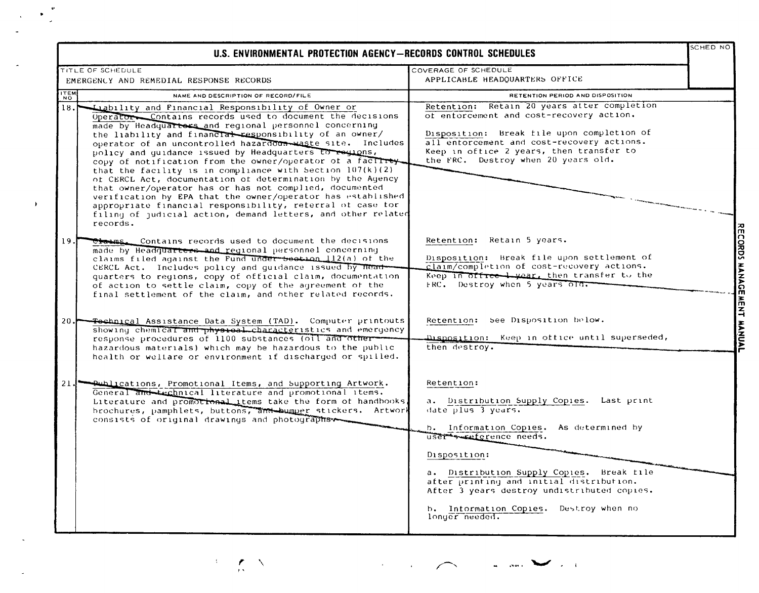# U.S. ENVIRONMENTAL PROTECTION AGENCY—RECORDS CONTROL SCHEDULES

| TITLE OF SCHEDULE | COVERAGE OF SCHEDULE | SCHED NO |
|---|---|---|
| EMERGENCY AND REMEDIAL RESPONSE RECORDS | APPLICABLE HEADQUARTERS OFFICE | |

| ITEM NO | NAME AND DESCRIPTION OF RECORD/FILE | RETENTION PERIOD AND DISPOSITION |
|---|---|---|
| 18. | Liability and Financial Responsibility of Owner or Operator. Contains records used to document the decisions made by Headquarters and regional personnel concerning the liability and financial responsibility of an owner/operator of an uncontrolled hazardous waste site. Includes policy and guidance issued by Headquarters to regions, copy of notification from the owner/operator of a facility that the facility is in compliance with Section 107(k)(2) of CERCL Act, documentation of determination by the Agency that owner/operator has or has not complied, documented verification by EPA that the owner/operator has established appropriate financial responsibility, referral of case for filing of judicial action, demand letters, and other related records. | Retention: Retain 20 years after completion of enforcement and cost-recovery action.<br><br>Disposition: Break file upon completion of all enforcement and cost-recovery actions. Keep in office 2 years, then transfer to the FRC. Destroy when 20 years old. |
| 19. | Claims. Contains records used to document the decisions made by Headquarters and regional personnel concerning claims filed against the Fund under Section 112(a) of the CERCL Act. Includes policy and guidance issued by Headquarters to regions, copy of official claim, documentation of action to settle claim, copy of the agreement of the final settlement of the claim, and other related records. | Retention: Retain 5 years.<br><br>Disposition: Break file upon settlement of claim/completion of cost-recovery actions. Keep in office 1 year, then transfer to the FRC. Destroy when 5 years old. |
| 20. | Technical Assistance Data System (TAD). Computer printouts showing chemical and physical characteristics and emergency response procedures of 1100 substances (oil and other hazardous materials) which may be hazardous to the public health or welfare or environment if discharged or spilled. | Retention: See Disposition below.<br><br>Disposition: Keep in office until superseded, then destroy. |
| 21. | Publications, Promotional Items, and Supporting Artwork. General and technical literature and promotional items. Literature and promotional items take the form of handbooks, brochures, pamphlets, buttons, and bumper stickers. Artwork consists of original drawings and photographs. | Retention:<br><br>a. Distribution Supply Copies. Last print date plus 3 years.<br><br>b. Information Copies. As determined by user's reference needs.<br><br>Disposition:<br><br>a. Distribution Supply Copies. Break file after printing and initial distribution. After 3 years destroy undistributed copies.<br><br>b. Information Copies. Destroy when no longer needed. |

RECORDS MANAGEMENT MANUAL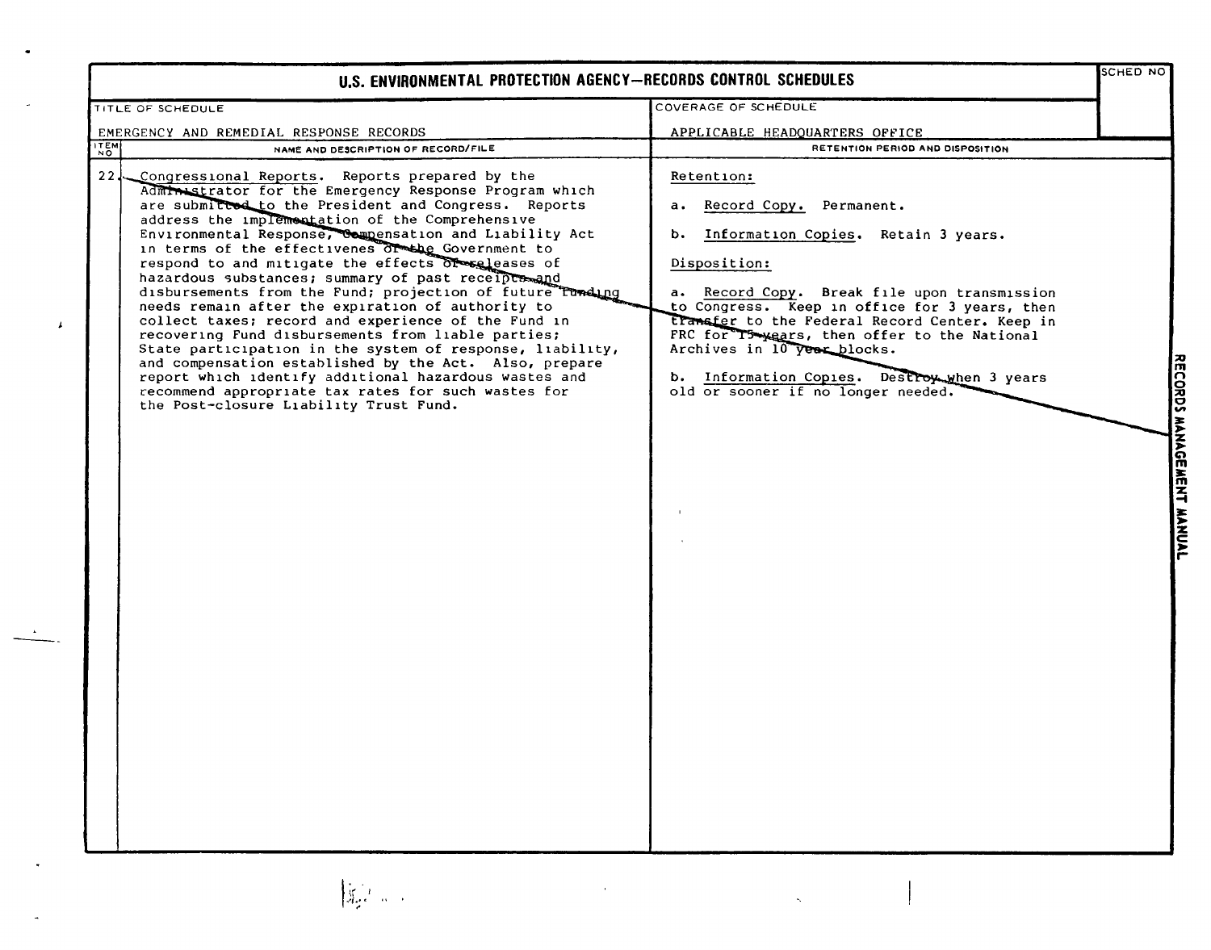# U.S. ENVIRONMENTAL PROTECTION AGENCY—RECORDS CONTROL SCHEDULES

| TITLE OF SCHEDULE | COVERAGE OF SCHEDULE | SCHED NO |
|---|---|---|
| EMERGENCY AND REMEDIAL RESPONSE RECORDS | APPLICABLE HEADQUARTERS OFFICE | |

| ITEM NO | NAME AND DESCRIPTION OF RECORD/FILE | RETENTION PERIOD AND DISPOSITION |
|---|---|---|
| 22. | Congressional Reports. Reports prepared by the Administrator for the Emergency Response Program which are submitted to the President and Congress. Reports address the implementation of the Comprehensive Environmental Response, Compensation and Liability Act in terms of the effectivenes of the Government to respond to and mitigate the effects of releases of hazardous substances; summary of past receipts and disbursements from the Fund; projection of future funding needs remain after the expiration of authority to collect taxes; record and experience of the Fund in recovering Fund disbursements from liable parties; State participation in the system of response, liability, and compensation established by the Act. Also, prepare report which identify additional hazardous wastes and recommend appropriate tax rates for such wastes for the Post-closure Liability Trust Fund. | Retention:<br><br>a. Record Copy. Permanent.<br><br>b. Information Copies. Retain 3 years.<br><br>Disposition:<br><br>a. Record Copy. Break file upon transmission to Congress. Keep in office for 3 years, then transfer to the Federal Record Center. Keep in FRC for 15 years, then offer to the National Archives in 10 year blocks.<br><br>b. Information Copies. Destroy when 3 years old or sooner if no longer needed. |

RECORDS MANAGEMENT MANUAL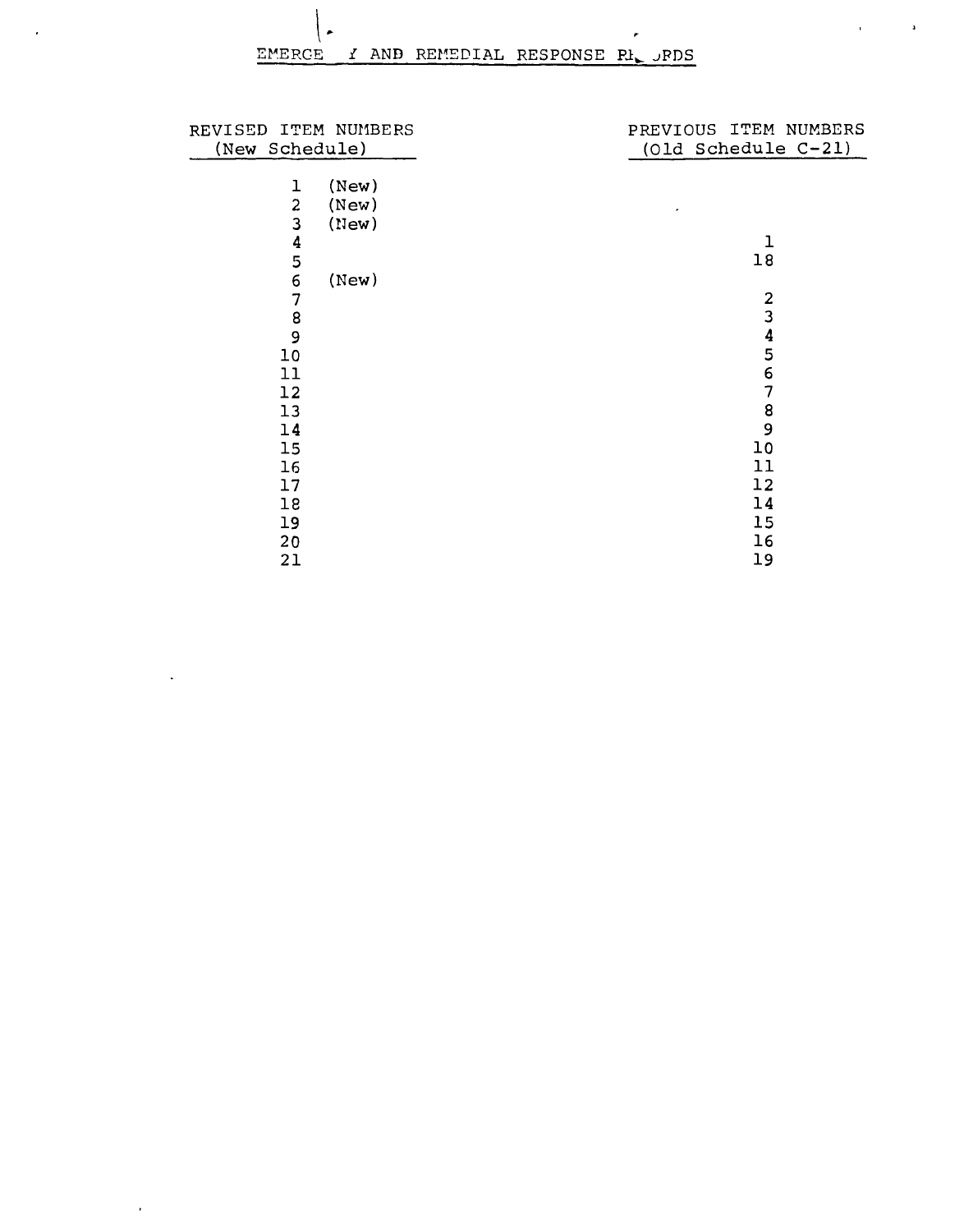# EMERGENCY AND REMEDIAL RESPONSE RECORDS

| REVISED ITEM NUMBERS (New Schedule) | PREVIOUS ITEM NUMBERS (Old Schedule C-21) |
|---|---|
| 1 (New) | |
| 2 (New) | |
| 3 (New) | |
| 4 | 1 |
| 5 | 18 |
| 6 (New) | |
| 7 | 2 |
| 8 | 3 |
| 9 | 4 |
| 10 | 5 |
| 11 | 6 |
| 12 | 7 |
| 13 | 8 |
| 14 | 9 |
| 15 | 10 |
| 16 | 11 |
| 17 | 12 |
| 18 | 14 |
| 19 | 15 |
| 20 | 16 |
| 21 | 19 |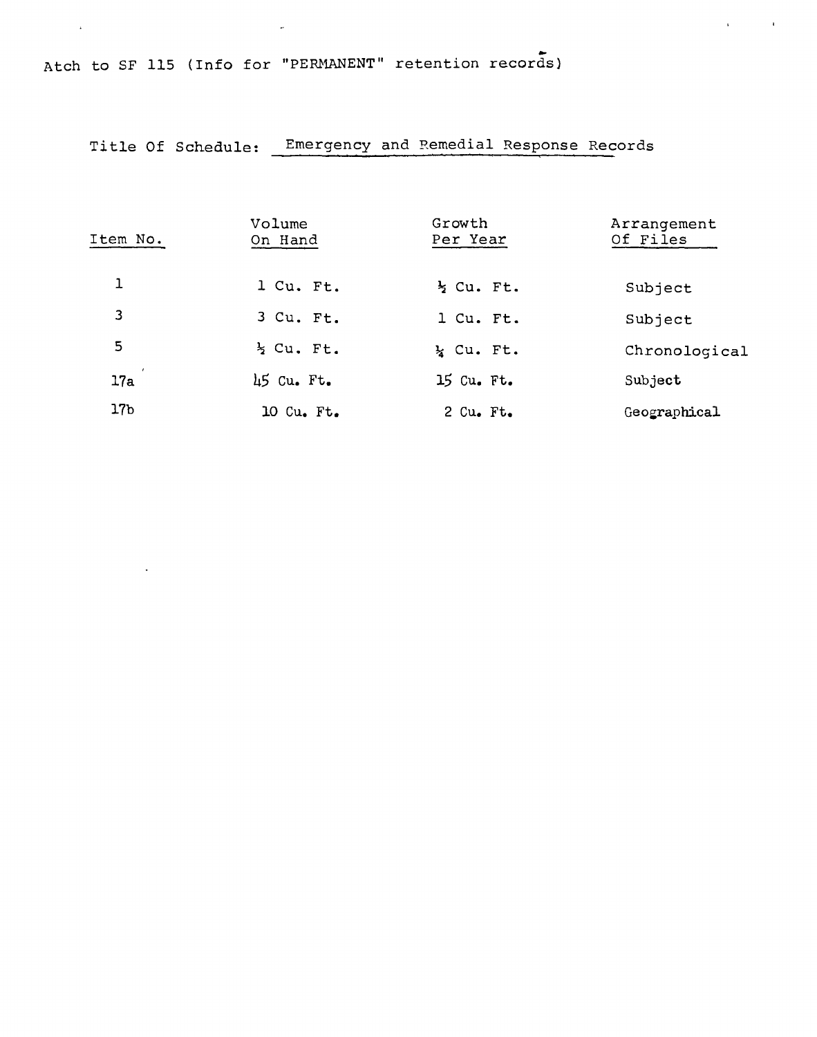Atch to SF 115 (Info for "PERMANENT" retention records)

Title Of Schedule: Emergency and Remedial Response Records

| Item No. | Volume On Hand | Growth Per Year | Arrangement Of Files |
|---|---|---|---|
| 1 | 1 Cu. Ft. | ½ Cu. Ft. | Subject |
| 3 | 3 Cu. Ft. | 1 Cu. Ft. | Subject |
| 5 | ½ Cu. Ft. | ¼ Cu. Ft. | Chronological |
| 17a | 45 Cu. Ft. | 15 Cu. Ft. | Subject |
| 17b | 10 Cu. Ft. | 2 Cu. Ft. | Geographical |